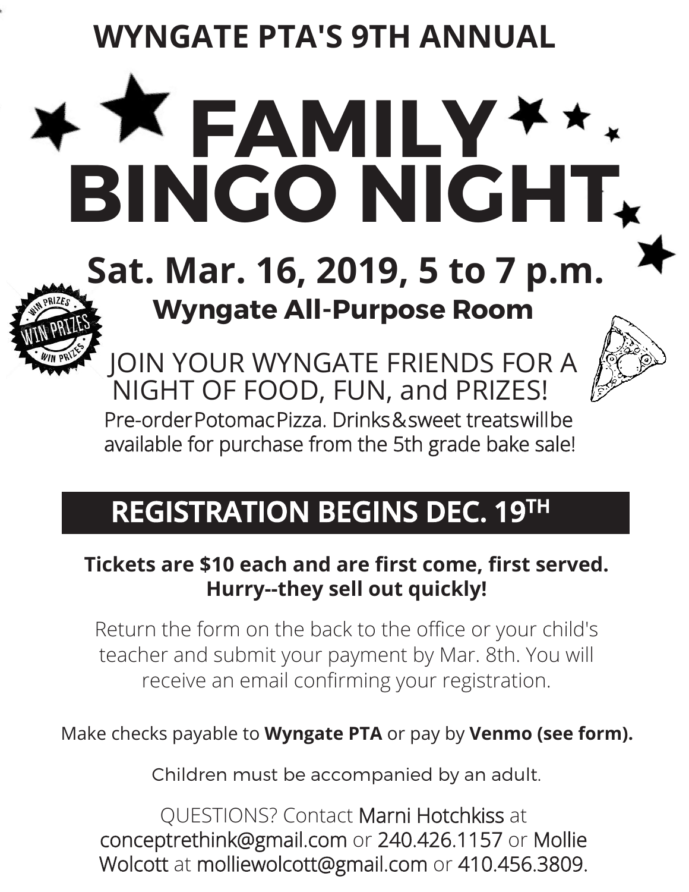# WYNGATE PTA'S 9TH ANNUAL

# FAMILY BINGO NIGHT

## Sat. Mar. 16, 2019, 5 to 7 p.m.

### Wyngate All-Purpose Room

WIN PRIZES

JOIN YOUR WYNGATE FRIENDS FOR A NIGHT OF FOOD, FUN, and PRIZES!

Pre-order Potomac Pizza. Drinks & sweet treats will be available for purchase from the 5th grade bake sale!

## REGISTRATION BEGINS DEC. 19TH

**Tickets are $10 each and are first come, first served. Hurry--they sell out quickly!**

Return the form on the back to the office or your child's teacher and submit your payment by Mar. 8th. You will receive an email confirming your registration.

Make checks payable to **Wyngate PTA** or pay by **Venmo (see form).**

Children must be accompanied by an adult.

QUESTIONS? Contact Marni Hotchkiss at conceptrethink@gmail.com or 240.426.1157 or Mollie Wolcott at molliewolcott@gmail.com or 410.456.3809.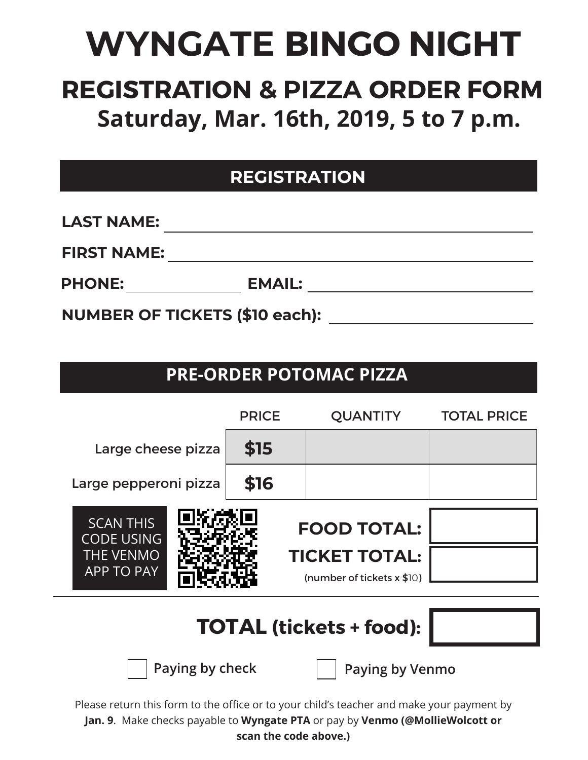# WYNGATE BINGO NIGHT

## REGISTRATION & PIZZA ORDER FORM

### Saturday, Mar. 16th, 2019, 5 to 7 p.m.

## REGISTRATION

**LAST NAME:** ____________________

**FIRST NAME:** ____________________

**PHONE:** ____________ **EMAIL:** ____________________

**NUMBER OF TICKETS ($10 each):** ____________

## PRE-ORDER POTOMAC PIZZA

| | PRICE | QUANTITY | TOTAL PRICE |
|---|---|---|---|
| Large cheese pizza | **$15** | | |
| Large pepperoni pizza | **$16** | | |

SCAN THIS CODE USING THE VENMO APP TO PAY

**FOOD TOTAL:** ____

**TICKET TOTAL:** ____
(number of tickets x $10)

**TOTAL (tickets + food):** ____

☐ Paying by check ☐ Paying by Venmo

Please return this form to the office or to your child's teacher and make your payment by **Jan. 9**. Make checks payable to **Wyngate PTA** or pay by **Venmo (@MollieWolcott or scan the code above.)**